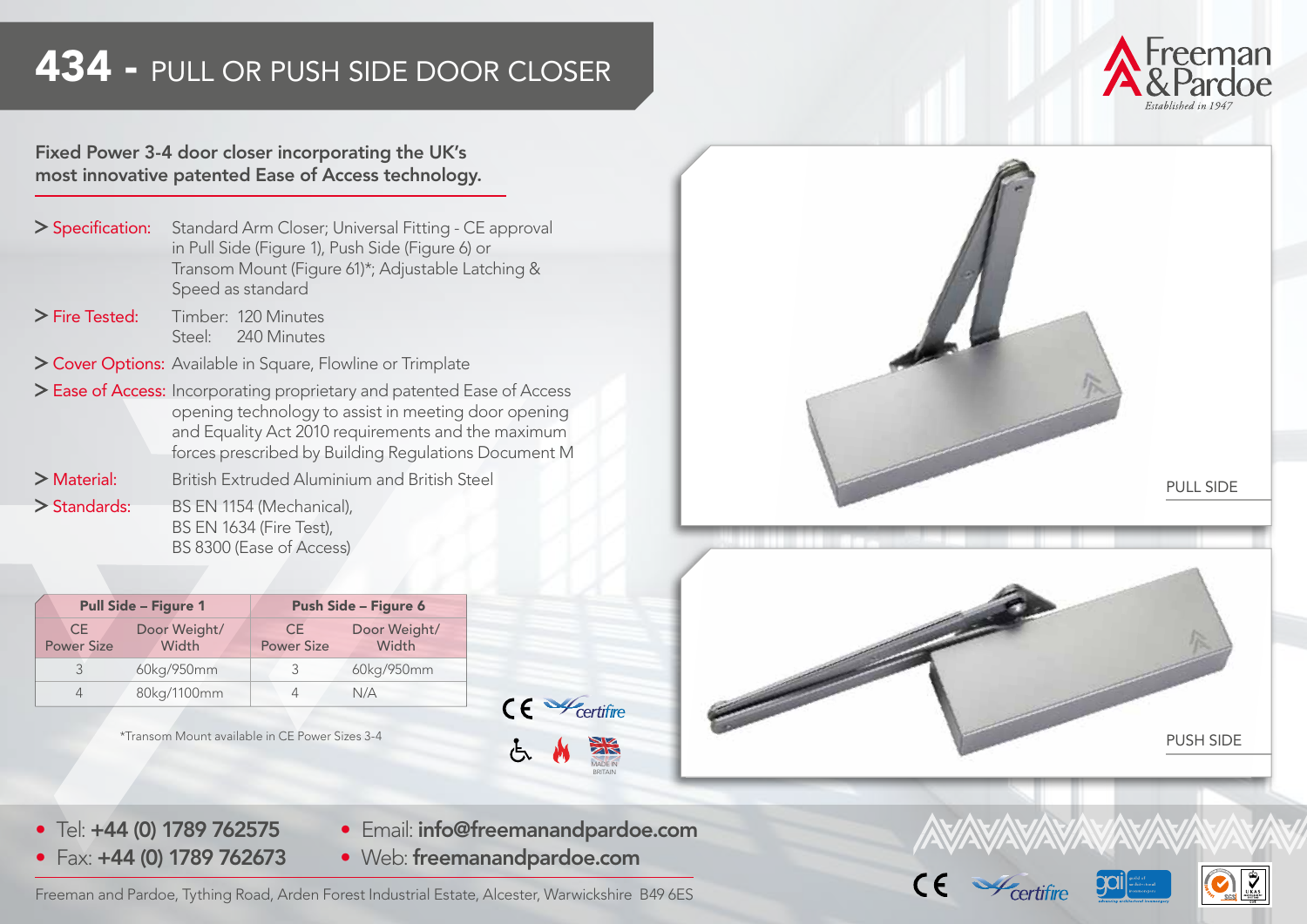# 434 - PULL OR PUSH SIDE DOOR CLOSER

Freeman & Pardoe
*Established in 1947*

**Fixed Power 3-4 door closer incorporating the UK's most innovative patented Ease of Access technology.**

> **Specification:** Standard Arm Closer; Universal Fitting - CE approval in Pull Side (Figure 1), Push Side (Figure 6) or Transom Mount (Figure 61)*; Adjustable Latching & Speed as standard

> **Fire Tested:** Timber: 120 Minutes
> Steel: 240 Minutes

> **Cover Options:** Available in Square, Flowline or Trimplate

> **Ease of Access:** Incorporating proprietary and patented Ease of Access opening technology to assist in meeting door opening and Equality Act 2010 requirements and the maximum forces prescribed by Building Regulations Document M

> **Material:** British Extruded Aluminium and British Steel

> **Standards:** BS EN 1154 (Mechanical),
> BS EN 1634 (Fire Test),
> BS 8300 (Ease of Access)

| Pull Side – Figure 1 | | Push Side – Figure 6 | |
|---|---|---|---|
| CE Power Size | Door Weight/ Width | CE Power Size | Door Weight/ Width |
| 3 | 60kg/950mm | 3 | 60kg/950mm |
| 4 | 80kg/1100mm | 4 | N/A |

*Transom Mount available in CE Power Sizes 3-4

MADE IN BRITAIN

PULL SIDE

PUSH SIDE

- Tel: **+44 (0) 1789 762575**
- Fax: **+44 (0) 1789 762673**
- Email: **info@freemanandpardoe.com**
- Web: **freemanandpardoe.com**

Freeman and Pardoe, Tything Road, Arden Forest Industrial Estate, Alcester, Warwickshire B49 6ES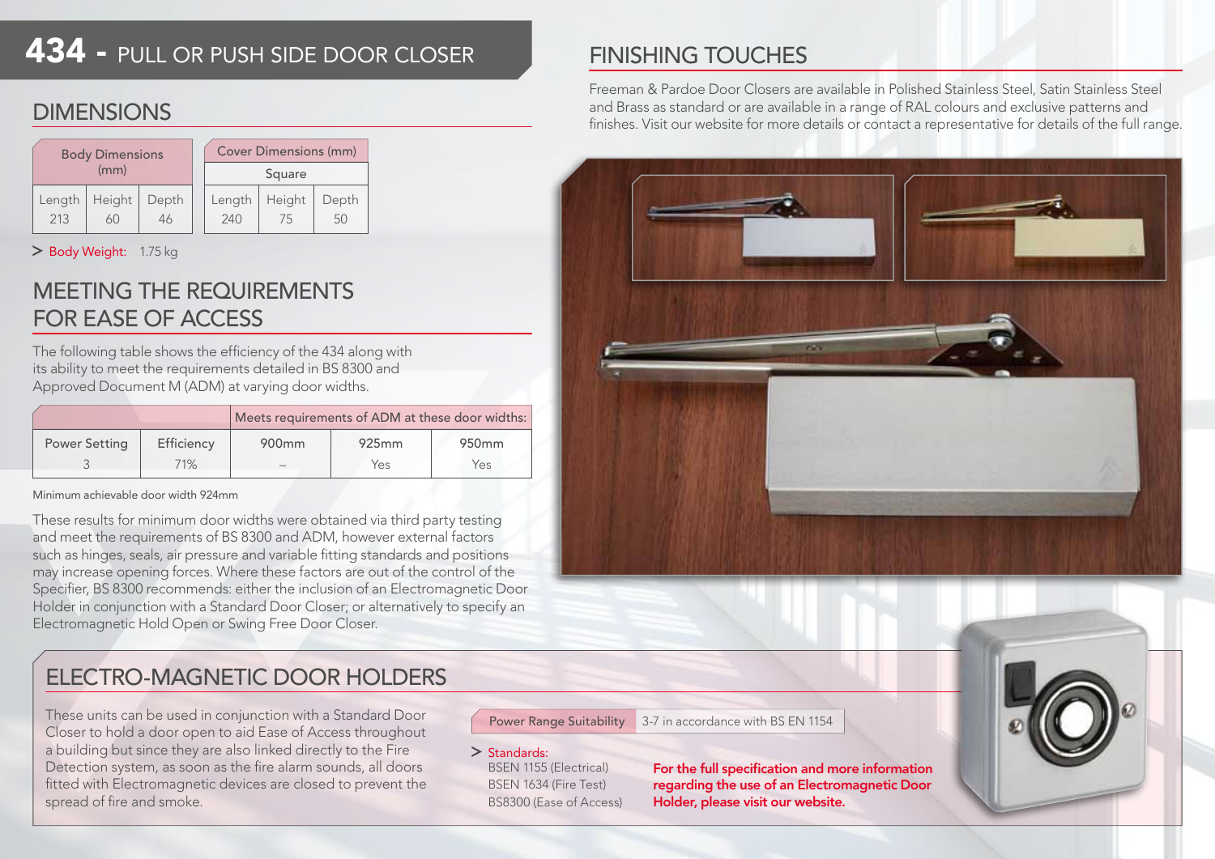# 434 - PULL OR PUSH SIDE DOOR CLOSER

## DIMENSIONS

| Body Dimensions (mm) | | |
|---|---|---|
| Length | Height | Depth |
| 213 | 60 | 46 |

| Cover Dimensions (mm) | | |
|---|---|---|
| Square | | |
| Length | Height | Depth |
| 240 | 75 | 50 |

> Body Weight: 1.75 kg

## MEETING THE REQUIREMENTS FOR EASE OF ACCESS

The following table shows the efficiency of the 434 along with its ability to meet the requirements detailed in BS 8300 and Approved Document M (ADM) at varying door widths.

| | | Meets requirements of ADM at these door widths: | | |
|---|---|---|---|---|
| Power Setting | Efficiency | 900mm | 925mm | 950mm |
| 3 | 71% | – | Yes | Yes |

Minimum achievable door width 924mm

These results for minimum door widths were obtained via third party testing and meet the requirements of BS 8300 and ADM, however external factors such as hinges, seals, air pressure and variable fitting standards and positions may increase opening forces. Where these factors are out of the control of the Specifier, BS 8300 recommends: either the inclusion of an Electromagnetic Door Holder in conjunction with a Standard Door Closer; or alternatively to specify an Electromagnetic Hold Open or Swing Free Door Closer.

## FINISHING TOUCHES

Freeman & Pardoe Door Closers are available in Polished Stainless Steel, Satin Stainless Steel and Brass as standard or are available in a range of RAL colours and exclusive patterns and finishes. Visit our website for more details or contact a representative for details of the full range.

## ELECTRO-MAGNETIC DOOR HOLDERS

These units can be used in conjunction with a Standard Door Closer to hold a door open to aid Ease of Access throughout a building but since they are also linked directly to the Fire Detection system, as soon as the fire alarm sounds, all doors fitted with Electromagnetic devices are closed to prevent the spread of fire and smoke.

| | |
|---|---|
| Power Range Suitability | 3-7 in accordance with BS EN 1154 |

> Standards:
BSEN 1155 (Electrical)
BSEN 1634 (Fire Test)
BS8300 (Ease of Access)

**For the full specification and more information regarding the use of an Electromagnetic Door Holder, please visit our website.**